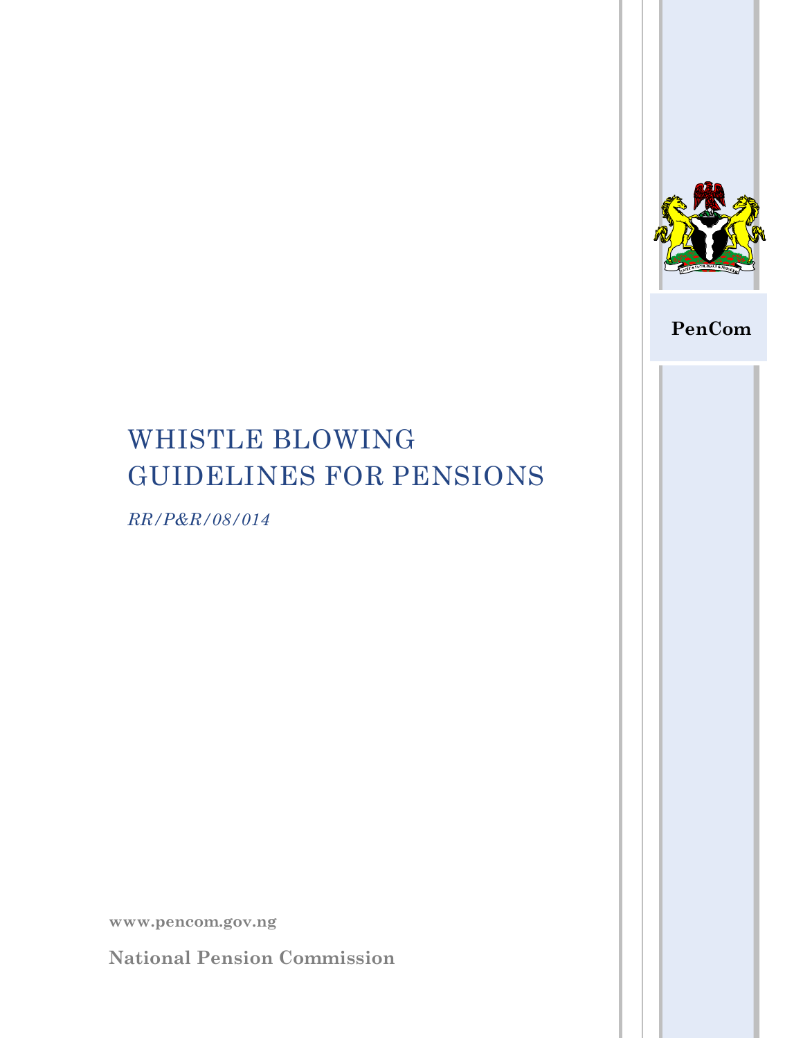PenCom

# WHISTLE BLOWING GUIDELINES FOR PENSIONS

*RR/P&R/08/014*

**www.pencom.gov.ng**

**National Pension Commission**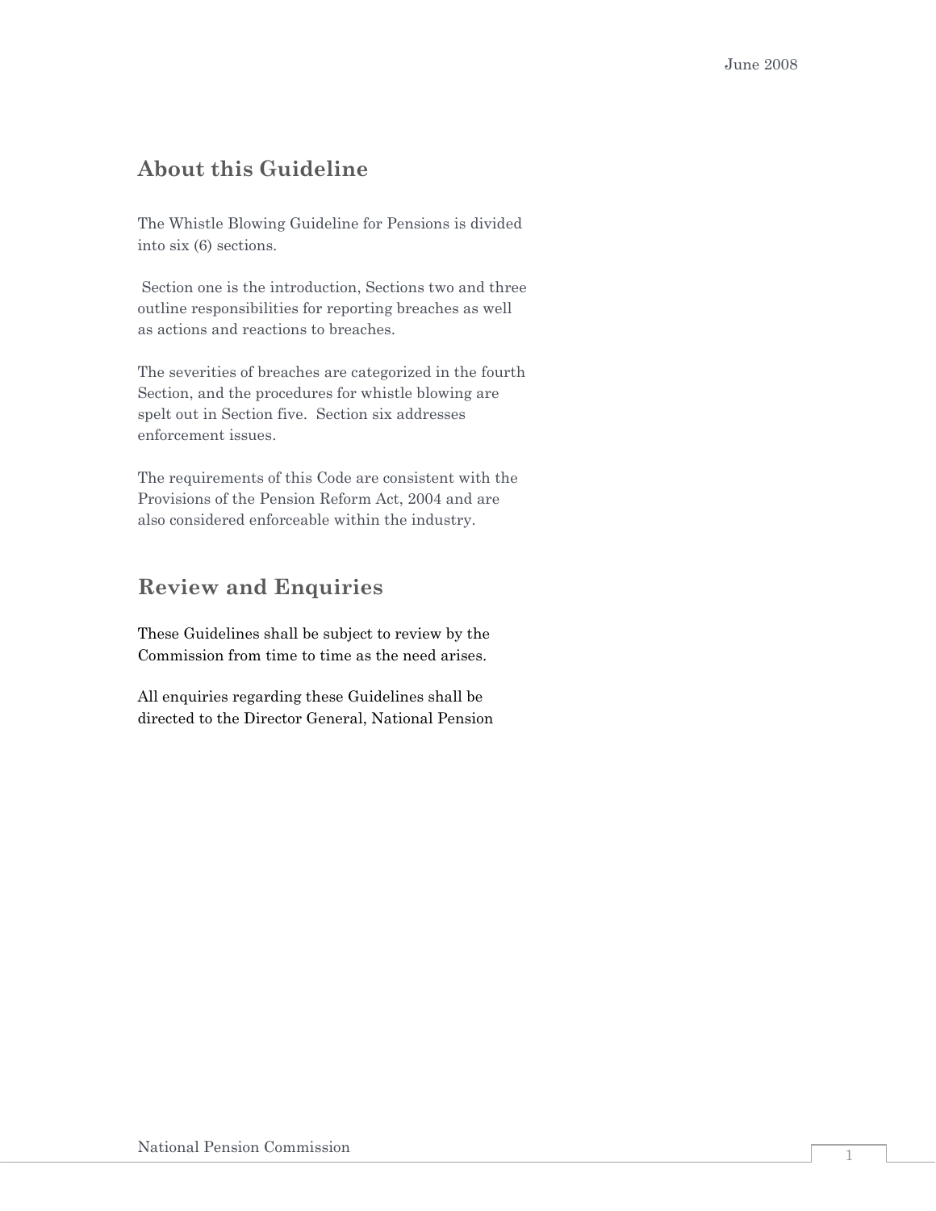June 2008

## About this Guideline

The Whistle Blowing Guideline for Pensions is divided into six (6) sections.

Section one is the introduction, Sections two and three outline responsibilities for reporting breaches as well as actions and reactions to breaches.

The severities of breaches are categorized in the fourth Section, and the procedures for whistle blowing are spelt out in Section five. Section six addresses enforcement issues.

The requirements of this Code are consistent with the Provisions of the Pension Reform Act, 2004 and are also considered enforceable within the industry.

## Review and Enquiries

These Guidelines shall be subject to review by the Commission from time to time as the need arises.

All enquiries regarding these Guidelines shall be directed to the Director General, National Pension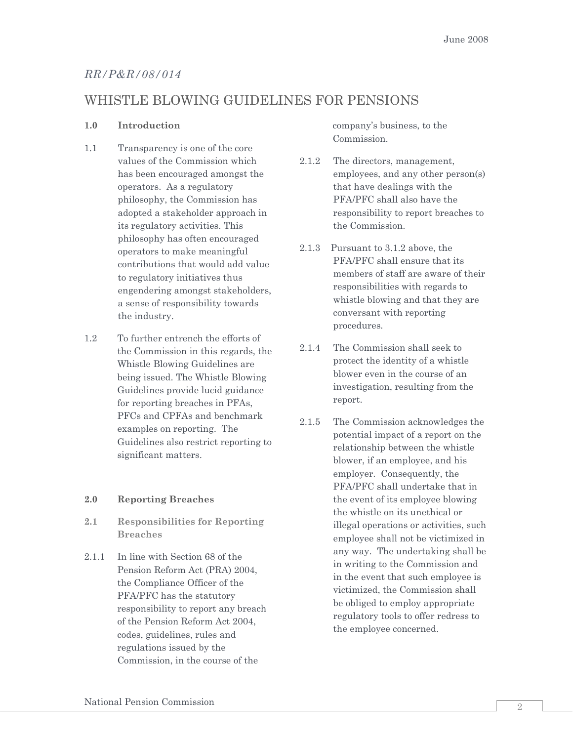*RR/P&R/08/014*

# WHISTLE BLOWING GUIDELINES FOR PENSIONS

## 1.0 Introduction

1.1 Transparency is one of the core values of the Commission which has been encouraged amongst the operators. As a regulatory philosophy, the Commission has adopted a stakeholder approach in its regulatory activities. This philosophy has often encouraged operators to make meaningful contributions that would add value to regulatory initiatives thus engendering amongst stakeholders, a sense of responsibility towards the industry.

1.2 To further entrench the efforts of the Commission in this regards, the Whistle Blowing Guidelines are being issued. The Whistle Blowing Guidelines provide lucid guidance for reporting breaches in PFAs, PFCs and CPFAs and benchmark examples on reporting. The Guidelines also restrict reporting to significant matters.

## 2.0 Reporting Breaches

### 2.1 Responsibilities for Reporting Breaches

2.1.1 In line with Section 68 of the Pension Reform Act (PRA) 2004, the Compliance Officer of the PFA/PFC has the statutory responsibility to report any breach of the Pension Reform Act 2004, codes, guidelines, rules and regulations issued by the Commission, in the course of the company's business, to the Commission.

2.1.2 The directors, management, employees, and any other person(s) that have dealings with the PFA/PFC shall also have the responsibility to report breaches to the Commission.

2.1.3 Pursuant to 3.1.2 above, the PFA/PFC shall ensure that its members of staff are aware of their responsibilities with regards to whistle blowing and that they are conversant with reporting procedures.

2.1.4 The Commission shall seek to protect the identity of a whistle blower even in the course of an investigation, resulting from the report.

2.1.5 The Commission acknowledges the potential impact of a report on the relationship between the whistle blower, if an employee, and his employer. Consequently, the PFA/PFC shall undertake that in the event of its employee blowing the whistle on its unethical or illegal operations or activities, such employee shall not be victimized in any way. The undertaking shall be in writing to the Commission and in the event that such employee is victimized, the Commission shall be obliged to employ appropriate regulatory tools to offer redress to the employee concerned.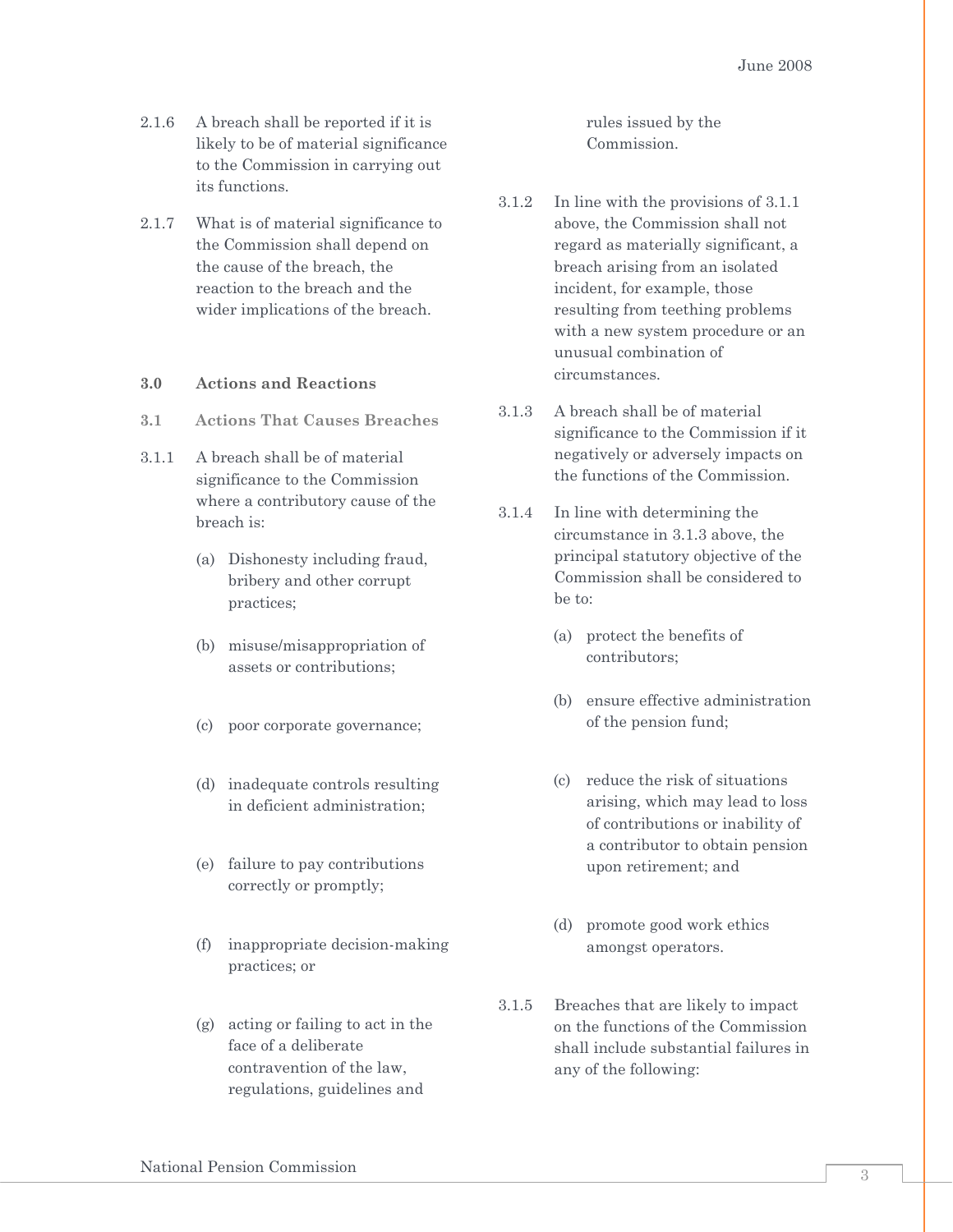2.1.6 A breach shall be reported if it is likely to be of material significance to the Commission in carrying out its functions.

2.1.7 What is of material significance to the Commission shall depend on the cause of the breach, the reaction to the breach and the wider implications of the breach.

**3.0 Actions and Reactions**

**3.1 Actions That Causes Breaches**

3.1.1 A breach shall be of material significance to the Commission where a contributory cause of the breach is:

(a) Dishonesty including fraud, bribery and other corrupt practices;

(b) misuse/misappropriation of assets or contributions;

(c) poor corporate governance;

(d) inadequate controls resulting in deficient administration;

(e) failure to pay contributions correctly or promptly;

(f) inappropriate decision-making practices; or

(g) acting or failing to act in the face of a deliberate contravention of the law, regulations, guidelines and rules issued by the Commission.

3.1.2 In line with the provisions of 3.1.1 above, the Commission shall not regard as materially significant, a breach arising from an isolated incident, for example, those resulting from teething problems with a new system procedure or an unusual combination of circumstances.

3.1.3 A breach shall be of material significance to the Commission if it negatively or adversely impacts on the functions of the Commission.

3.1.4 In line with determining the circumstance in 3.1.3 above, the principal statutory objective of the Commission shall be considered to be to:

(a) protect the benefits of contributors;

(b) ensure effective administration of the pension fund;

(c) reduce the risk of situations arising, which may lead to loss of contributions or inability of a contributor to obtain pension upon retirement; and

(d) promote good work ethics amongst operators.

3.1.5 Breaches that are likely to impact on the functions of the Commission shall include substantial failures in any of the following: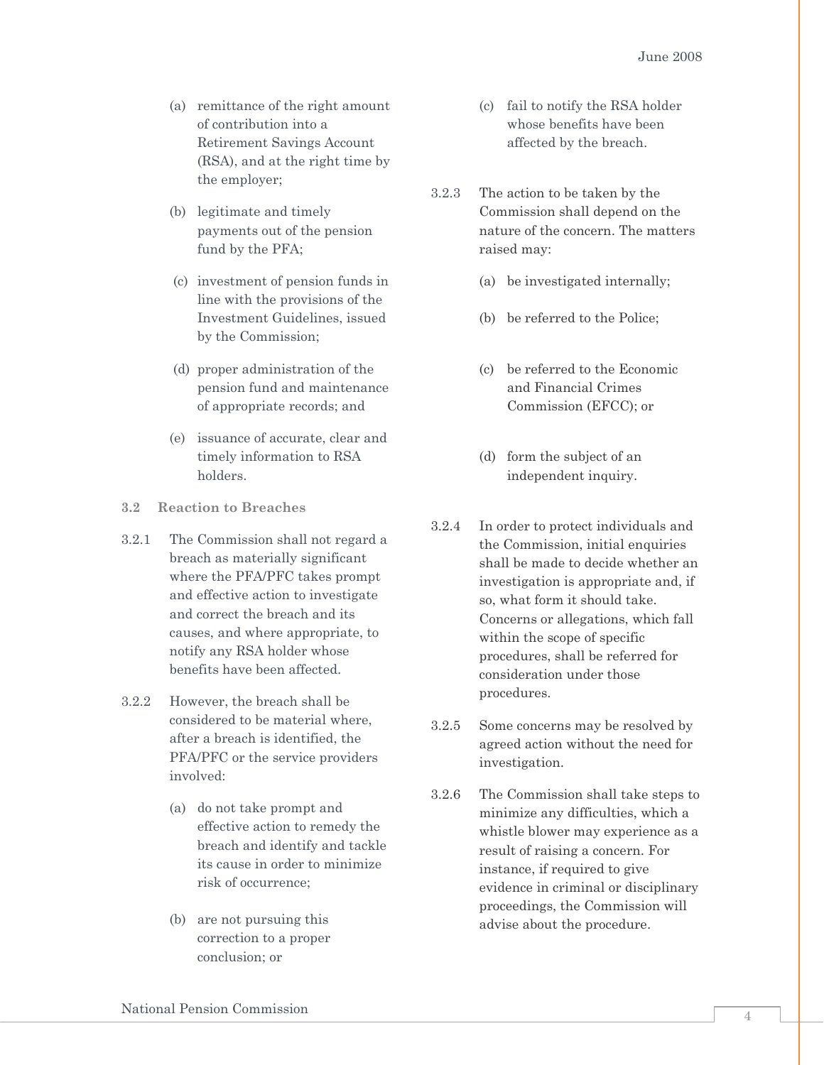(a) remittance of the right amount of contribution into a Retirement Savings Account (RSA), and at the right time by the employer;

(b) legitimate and timely payments out of the pension fund by the PFA;

(c) investment of pension funds in line with the provisions of the Investment Guidelines, issued by the Commission;

(d) proper administration of the pension fund and maintenance of appropriate records; and

(e) issuance of accurate, clear and timely information to RSA holders.

### 3.2 Reaction to Breaches

3.2.1 The Commission shall not regard a breach as materially significant where the PFA/PFC takes prompt and effective action to investigate and correct the breach and its causes, and where appropriate, to notify any RSA holder whose benefits have been affected.

3.2.2 However, the breach shall be considered to be material where, after a breach is identified, the PFA/PFC or the service providers involved:

(a) do not take prompt and effective action to remedy the breach and identify and tackle its cause in order to minimize risk of occurrence;

(b) are not pursuing this correction to a proper conclusion; or

(c) fail to notify the RSA holder whose benefits have been affected by the breach.

3.2.3 The action to be taken by the Commission shall depend on the nature of the concern. The matters raised may:

(a) be investigated internally;

(b) be referred to the Police;

(c) be referred to the Economic and Financial Crimes Commission (EFCC); or

(d) form the subject of an independent inquiry.

3.2.4 In order to protect individuals and the Commission, initial enquiries shall be made to decide whether an investigation is appropriate and, if so, what form it should take. Concerns or allegations, which fall within the scope of specific procedures, shall be referred for consideration under those procedures.

3.2.5 Some concerns may be resolved by agreed action without the need for investigation.

3.2.6 The Commission shall take steps to minimize any difficulties, which a whistle blower may experience as a result of raising a concern. For instance, if required to give evidence in criminal or disciplinary proceedings, the Commission will advise about the procedure.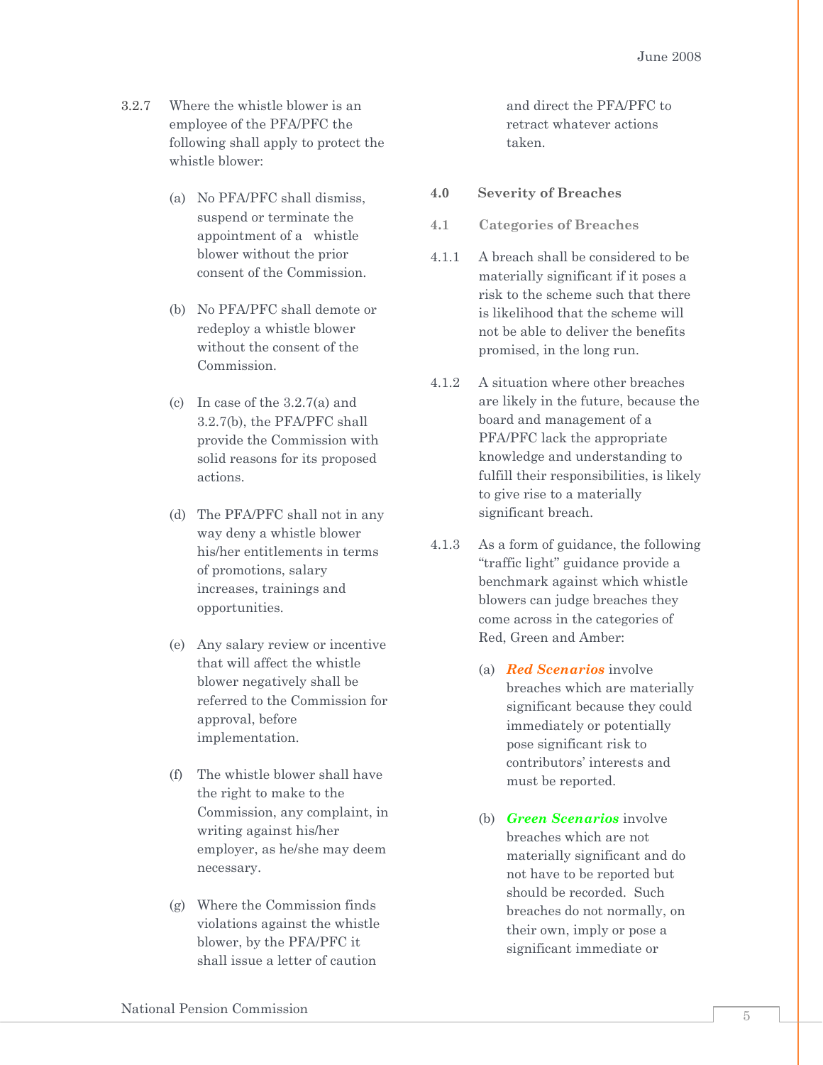3.2.7 Where the whistle blower is an employee of the PFA/PFC the following shall apply to protect the whistle blower:

(a) No PFA/PFC shall dismiss, suspend or terminate the appointment of a whistle blower without the prior consent of the Commission.

(b) No PFA/PFC shall demote or redeploy a whistle blower without the consent of the Commission.

(c) In case of the 3.2.7(a) and 3.2.7(b), the PFA/PFC shall provide the Commission with solid reasons for its proposed actions.

(d) The PFA/PFC shall not in any way deny a whistle blower his/her entitlements in terms of promotions, salary increases, trainings and opportunities.

(e) Any salary review or incentive that will affect the whistle blower negatively shall be referred to the Commission for approval, before implementation.

(f) The whistle blower shall have the right to make to the Commission, any complaint, in writing against his/her employer, as he/she may deem necessary.

(g) Where the Commission finds violations against the whistle blower, by the PFA/PFC it shall issue a letter of caution and direct the PFA/PFC to retract whatever actions taken.

## 4.0 Severity of Breaches

### 4.1 Categories of Breaches

4.1.1 A breach shall be considered to be materially significant if it poses a risk to the scheme such that there is likelihood that the scheme will not be able to deliver the benefits promised, in the long run.

4.1.2 A situation where other breaches are likely in the future, because the board and management of a PFA/PFC lack the appropriate knowledge and understanding to fulfill their responsibilities, is likely to give rise to a materially significant breach.

4.1.3 As a form of guidance, the following "traffic light" guidance provide a benchmark against which whistle blowers can judge breaches they come across in the categories of Red, Green and Amber:

(a) ***Red Scenarios*** involve breaches which are materially significant because they could immediately or potentially pose significant risk to contributors' interests and must be reported.

(b) ***Green Scenarios*** involve breaches which are not materially significant and do not have to be reported but should be recorded. Such breaches do not normally, on their own, imply or pose a significant immediate or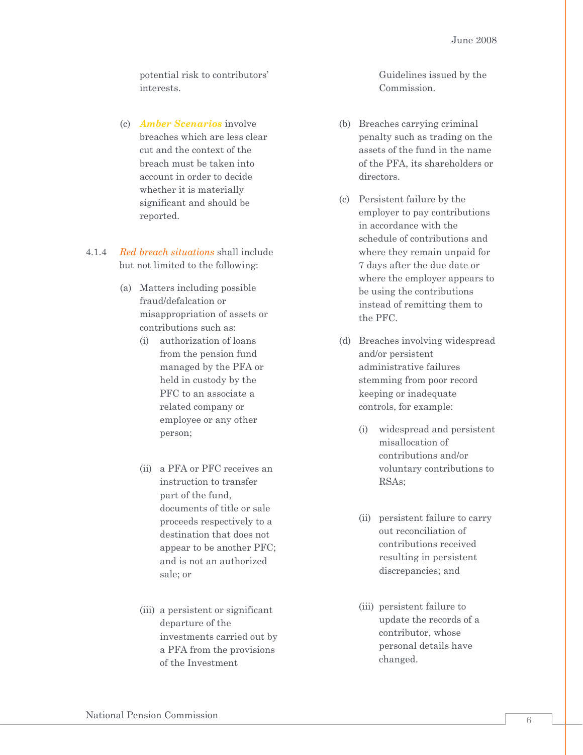potential risk to contributors' interests.

(c) ***Amber Scenarios*** involve breaches which are less clear cut and the context of the breach must be taken into account in order to decide whether it is materially significant and should be reported.

4.1.4 *Red breach situations* shall include but not limited to the following:

(a) Matters including possible fraud/defalcation or misappropriation of assets or contributions such as:

   (i) authorization of loans from the pension fund managed by the PFA or held in custody by the PFC to an associate a related company or employee or any other person;

   (ii) a PFA or PFC receives an instruction to transfer part of the fund, documents of title or sale proceeds respectively to a destination that does not appear to be another PFC; and is not an authorized sale; or

   (iii) a persistent or significant departure of the investments carried out by a PFA from the provisions of the Investment Guidelines issued by the Commission.

(b) Breaches carrying criminal penalty such as trading on the assets of the fund in the name of the PFA, its shareholders or directors.

(c) Persistent failure by the employer to pay contributions in accordance with the schedule of contributions and where they remain unpaid for 7 days after the due date or where the employer appears to be using the contributions instead of remitting them to the PFC.

(d) Breaches involving widespread and/or persistent administrative failures stemming from poor record keeping or inadequate controls, for example:

   (i) widespread and persistent misallocation of contributions and/or voluntary contributions to RSAs;

   (ii) persistent failure to carry out reconciliation of contributions received resulting in persistent discrepancies; and

   (iii) persistent failure to update the records of a contributor, whose personal details have changed.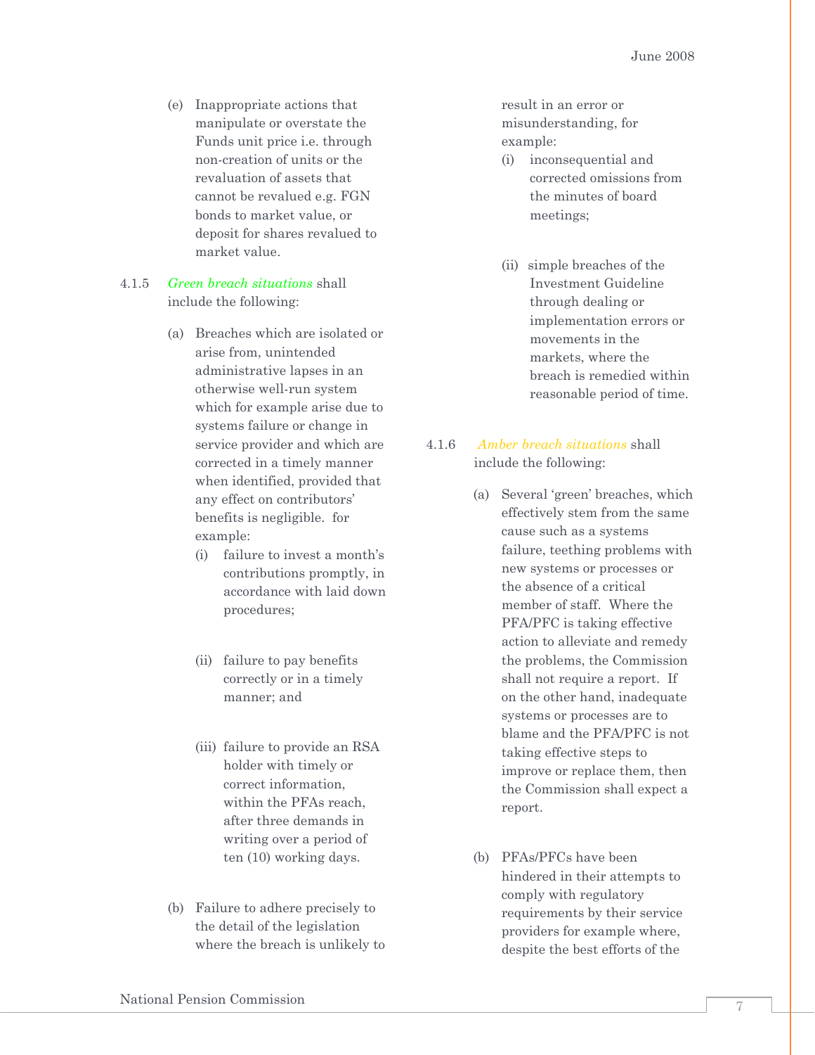(e) Inappropriate actions that manipulate or overstate the Funds unit price i.e. through non-creation of units or the revaluation of assets that cannot be revalued e.g. FGN bonds to market value, or deposit for shares revalued to market value.

4.1.5 *Green breach situations* shall include the following:

(a) Breaches which are isolated or arise from, unintended administrative lapses in an otherwise well-run system which for example arise due to systems failure or change in service provider and which are corrected in a timely manner when identified, provided that any effect on contributors' benefits is negligible. for example:

(i) failure to invest a month's contributions promptly, in accordance with laid down procedures;

(ii) failure to pay benefits correctly or in a timely manner; and

(iii) failure to provide an RSA holder with timely or correct information, within the PFAs reach, after three demands in writing over a period of ten (10) working days.

(b) Failure to adhere precisely to the detail of the legislation where the breach is unlikely to result in an error or misunderstanding, for example:

(i) inconsequential and corrected omissions from the minutes of board meetings;

(ii) simple breaches of the Investment Guideline through dealing or implementation errors or movements in the markets, where the breach is remedied within reasonable period of time.

4.1.6 *Amber breach situations* shall include the following:

(a) Several 'green' breaches, which effectively stem from the same cause such as a systems failure, teething problems with new systems or processes or the absence of a critical member of staff. Where the PFA/PFC is taking effective action to alleviate and remedy the problems, the Commission shall not require a report. If on the other hand, inadequate systems or processes are to blame and the PFA/PFC is not taking effective steps to improve or replace them, then the Commission shall expect a report.

(b) PFAs/PFCs have been hindered in their attempts to comply with regulatory requirements by their service providers for example where, despite the best efforts of the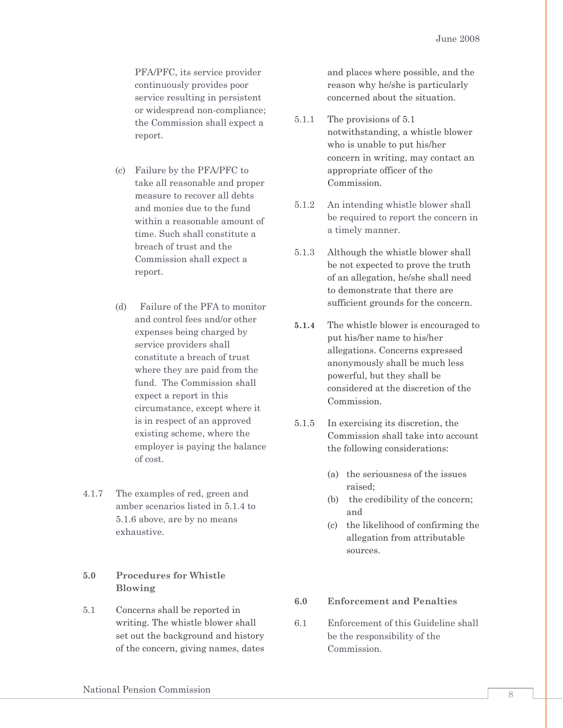PFA/PFC, its service provider continuously provides poor service resulting in persistent or widespread non-compliance; the Commission shall expect a report.

(c) Failure by the PFA/PFC to take all reasonable and proper measure to recover all debts and monies due to the fund within a reasonable amount of time. Such shall constitute a breach of trust and the Commission shall expect a report.

(d) Failure of the PFA to monitor and control fees and/or other expenses being charged by service providers shall constitute a breach of trust where they are paid from the fund. The Commission shall expect a report in this circumstance, except where it is in respect of an approved existing scheme, where the employer is paying the balance of cost.

4.1.7 The examples of red, green and amber scenarios listed in 5.1.4 to 5.1.6 above, are by no means exhaustive.

## 5.0 Procedures for Whistle Blowing

5.1 Concerns shall be reported in writing. The whistle blower shall set out the background and history of the concern, giving names, dates and places where possible, and the reason why he/she is particularly concerned about the situation.

5.1.1 The provisions of 5.1 notwithstanding, a whistle blower who is unable to put his/her concern in writing, may contact an appropriate officer of the Commission.

5.1.2 An intending whistle blower shall be required to report the concern in a timely manner.

5.1.3 Although the whistle blower shall be not expected to prove the truth of an allegation, he/she shall need to demonstrate that there are sufficient grounds for the concern.

**5.1.4** The whistle blower is encouraged to put his/her name to his/her allegations. Concerns expressed anonymously shall be much less powerful, but they shall be considered at the discretion of the Commission.

5.1.5 In exercising its discretion, the Commission shall take into account the following considerations:

(a) the seriousness of the issues raised;
(b) the credibility of the concern; and
(c) the likelihood of confirming the allegation from attributable sources.

## 6.0 Enforcement and Penalties

6.1 Enforcement of this Guideline shall be the responsibility of the Commission.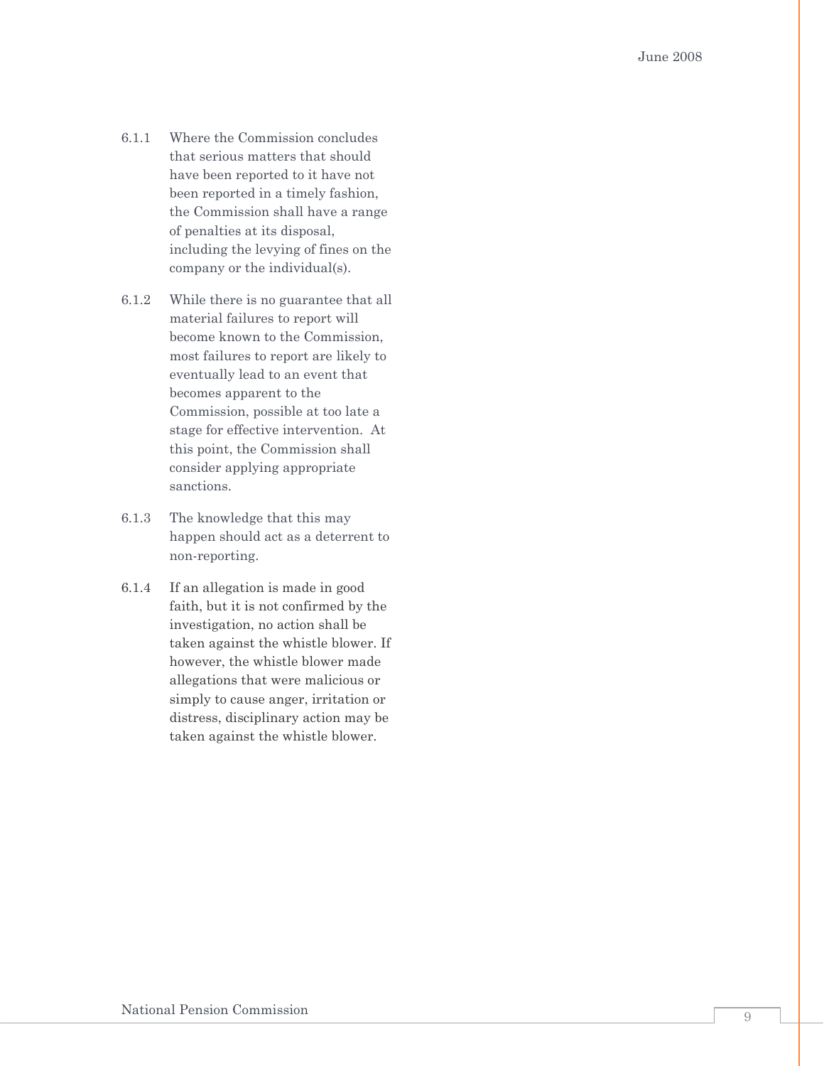6.1.1 Where the Commission concludes that serious matters that should have been reported to it have not been reported in a timely fashion, the Commission shall have a range of penalties at its disposal, including the levying of fines on the company or the individual(s).

6.1.2 While there is no guarantee that all material failures to report will become known to the Commission, most failures to report are likely to eventually lead to an event that becomes apparent to the Commission, possible at too late a stage for effective intervention. At this point, the Commission shall consider applying appropriate sanctions.

6.1.3 The knowledge that this may happen should act as a deterrent to non-reporting.

6.1.4 If an allegation is made in good faith, but it is not confirmed by the investigation, no action shall be taken against the whistle blower. If however, the whistle blower made allegations that were malicious or simply to cause anger, irritation or distress, disciplinary action may be taken against the whistle blower.